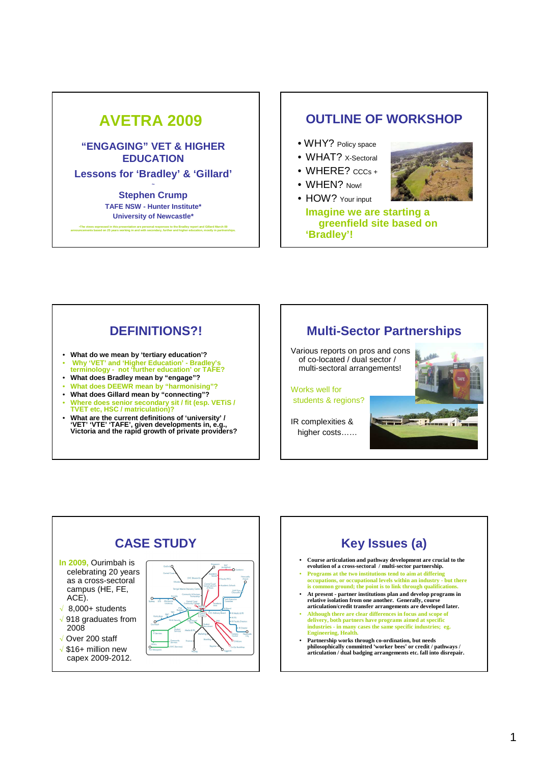# AVETRA 2009

## "ENGAGING" VET & HIGHER EDUCATION

## Lessons for 'Bradley' & 'Gillard'

~

**Stephen Crump**

**TAFE NSW - Hunter Institute***

**University of Newcastle***

*The views expressed in this presentation are personal responses to the Bradley report and Gillard March 09 announcements based on 25 years working in and with secondary, further and higher education, mostly in partnerships.

---

## OUTLINE OF WORKSHOP

- WHY? Policy space
- WHAT? X-Sectoral
- WHERE? CCCs +
- WHEN? Now!
- HOW? Your input

**Imagine we are starting a greenfield site based on 'Bradley'!**

---

## DEFINITIONS?!

- **What do we mean by 'tertiary education'?**
- **Why 'VET' and 'Higher Education' - Bradley's terminology - not 'further education' or TAFE?**
- **What does Bradley mean by "engage"?**
- **What does DEEWR mean by "harmonising"?**
- **What does Gillard mean by "connecting"?**
- **Where does senior secondary sit / fit (esp. VETiS / TVET etc, HSC / matriculation)?**
- **What are the current definitions of 'university' / 'VET' 'VTE' 'TAFE', given developments in, e.g., Victoria and the rapid growth of private providers?**

---

## Multi-Sector Partnerships

Various reports on pros and cons of co-located / dual sector / multi-sectoral arrangements!

Works well for students & regions?

IR complexities & higher costs……

---

## CASE STUDY

In 2009, Ourimbah is celebrating 20 years as a cross-sectoral campus (HE, FE, ACE).

- √ 8,000+ students
- √ 918 graduates from 2008
- √ Over 200 staff
- √ $16+ million new capex 2009-2012.

---

## Key Issues (a)

- **Course articulation and pathway development are crucial to the evolution of a cross-sectoral / multi-sector partnership.**
- **Programs at the two institutions tend to aim at differing occupations, or occupational levels within an industry - but there is common ground; the point is to link through qualifications.**
- **At present - partner institutions plan and develop programs in relative isolation from one another. Generally, course articulation/credit transfer arrangements are developed later.**
- **Although there are clear differences in focus and scope of delivery, both partners have programs aimed at specific industries - in many cases the same specific industries; eg. Engineering, Health.**
- **Partnership works through co-ordination, but needs philosophically committed 'worker bees' or credit / pathways / articulation / dual badging arrangements etc. fall into disrepair.**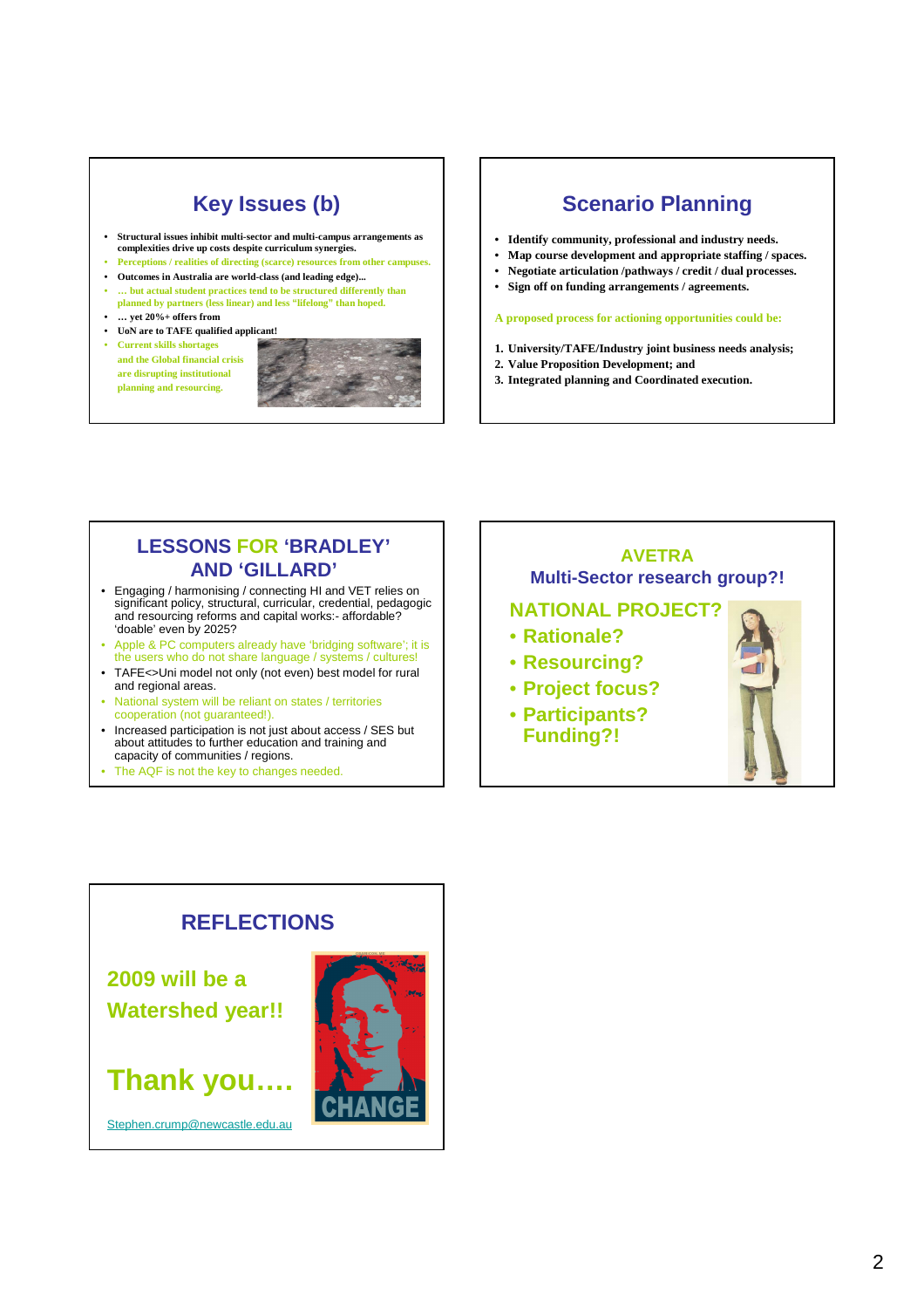## Key Issues (b)

- Structural issues inhibit multi-sector and multi-campus arrangements as complexities drive up costs despite curriculum synergies.
- Perceptions / realities of directing (scarce) resources from other campuses.
- Outcomes in Australia are world-class (and leading edge)...
- … but actual student practices tend to be structured differently than planned by partners (less linear) and less "lifelong" than hoped.
- … yet 20%+ offers from
- UoN are to TAFE qualified applicant!
- Current skills shortages and the Global financial crisis are disrupting institutional planning and resourcing.

## Scenario Planning

- Identify community, professional and industry needs.
- Map course development and appropriate staffing / spaces.
- Negotiate articulation /pathways / credit / dual processes.
- Sign off on funding arrangements / agreements.

A proposed process for actioning opportunities could be:

1. University/TAFE/Industry joint business needs analysis;
2. Value Proposition Development; and
3. Integrated planning and Coordinated execution.

## LESSONS FOR 'BRADLEY' AND 'GILLARD'

- Engaging / harmonising / connecting HI and VET relies on significant policy, structural, curricular, credential, pedagogic and resourcing reforms and capital works:- affordable? 'doable' even by 2025?
- Apple & PC computers already have 'bridging software'; it is the users who do not share language / systems / cultures!
- TAFE<>Uni model not only (not even) best model for rural and regional areas.
- National system will be reliant on states / territories cooperation (not guaranteed!).
- Increased participation is not just about access / SES but about attitudes to further education and training and capacity of communities / regions.
- The AQF is not the key to changes needed.

## AVETRA
## Multi-Sector research group?!

NATIONAL PROJECT?

- Rationale?
- Resourcing?
- Project focus?
- Participants? Funding?!

## REFLECTIONS

2009 will be a Watershed year!!

Thank you….

Stephen.crump@newcastle.edu.au